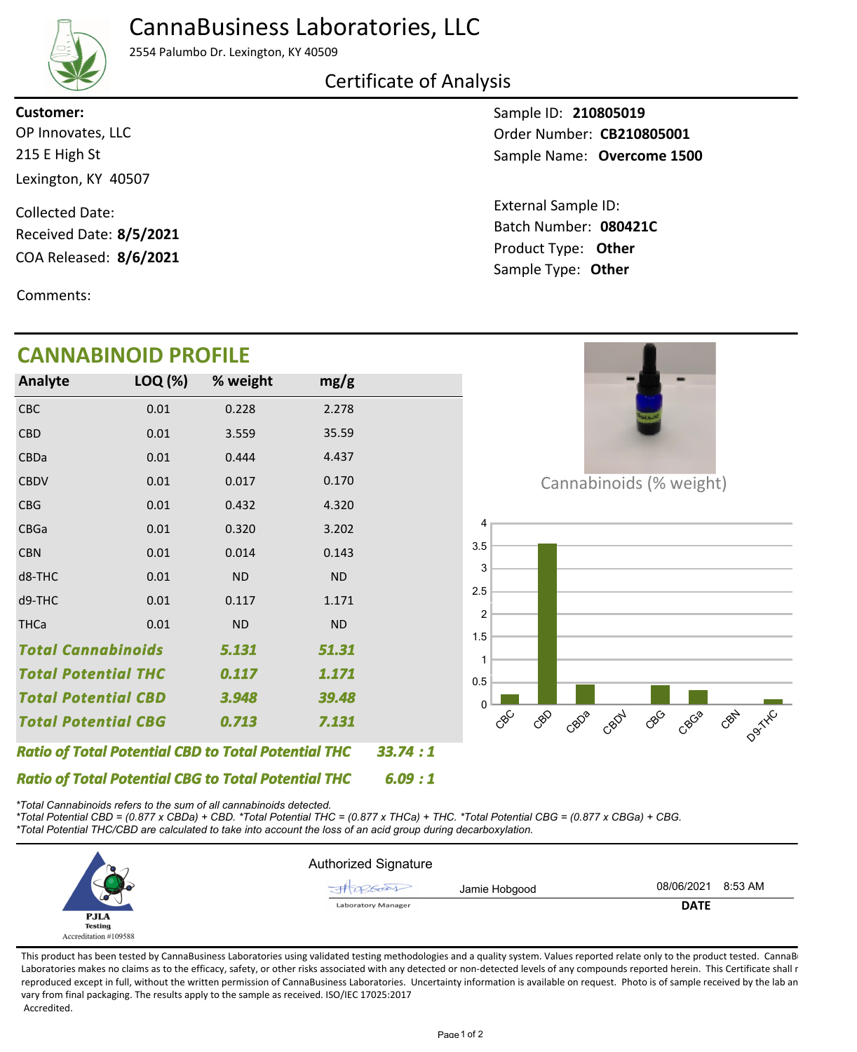# CannaBusiness Laboratories, LLC

2554 Palumbo Dr. Lexington, KY 40509

## Certificate of Analysis

**Customer:**
OP Innovates, LLC
215 E High St
Lexington, KY 40507

Collected Date:
Received Date: **8/5/2021**
COA Released: **8/6/2021**

Comments:

Sample ID: **210805019**
Order Number: **CB210805001**
Sample Name: **Overcome 1500**

External Sample ID:
Batch Number: **080421C**
Product Type: **Other**
Sample Type: **Other**

## CANNABINOID PROFILE

| Analyte | LOQ (%) | % weight | mg/g |
|---|---|---|---|
| CBC | 0.01 | 0.228 | 2.278 |
| CBD | 0.01 | 3.559 | 35.59 |
| CBDa | 0.01 | 0.444 | 4.437 |
| CBDV | 0.01 | 0.017 | 0.170 |
| CBG | 0.01 | 0.432 | 4.320 |
| CBGa | 0.01 | 0.320 | 3.202 |
| CBN | 0.01 | 0.014 | 0.143 |
| d8-THC | 0.01 | ND | ND |
| d9-THC | 0.01 | 0.117 | 1.171 |
| THCa | 0.01 | ND | ND |
| ***Total Cannabinoids*** | | ***5.131*** | ***51.31*** |
| ***Total Potential THC*** | | ***0.117*** | ***1.171*** |
| ***Total Potential CBD*** | | ***3.948*** | ***39.48*** |
| ***Total Potential CBG*** | | ***0.713*** | ***7.131*** |

***Ratio of Total Potential CBD to Total Potential THC*** ***33.74 : 1***

***Ratio of Total Potential CBG to Total Potential THC*** ***6.09 : 1***

Cannabinoids (% weight)

*\*Total Cannabinoids refers to the sum of all cannabinoids detected.*
*\*Total Potential CBD = (0.877 x CBDa) + CBD. \*Total Potential THC = (0.877 x THCa) + THC. \*Total Potential CBG = (0.877 x CBGa) + CBG.*
*\*Total Potential THC/CBD are calculated to take into account the loss of an acid group during decarboxylation.*

PJLA Testing
Accreditation #109588

Authorized Signature

Jamie Hobgood — Laboratory Manager — 08/06/2021 8:53 AM

**DATE**

This product has been tested by CannaBusiness Laboratories using validated testing methodologies and a quality system. Values reported relate only to the product tested. CannaBusiness Laboratories makes no claims as to the efficacy, safety, or other risks associated with any detected or non-detected levels of any compounds reported herein. This Certificate shall not be reproduced except in full, without the written permission of CannaBusiness Laboratories. Uncertainty information is available on request. Photo is of sample received by the lab and may vary from final packaging. The results apply to the sample as received. ISO/IEC 17025:2017 Accredited.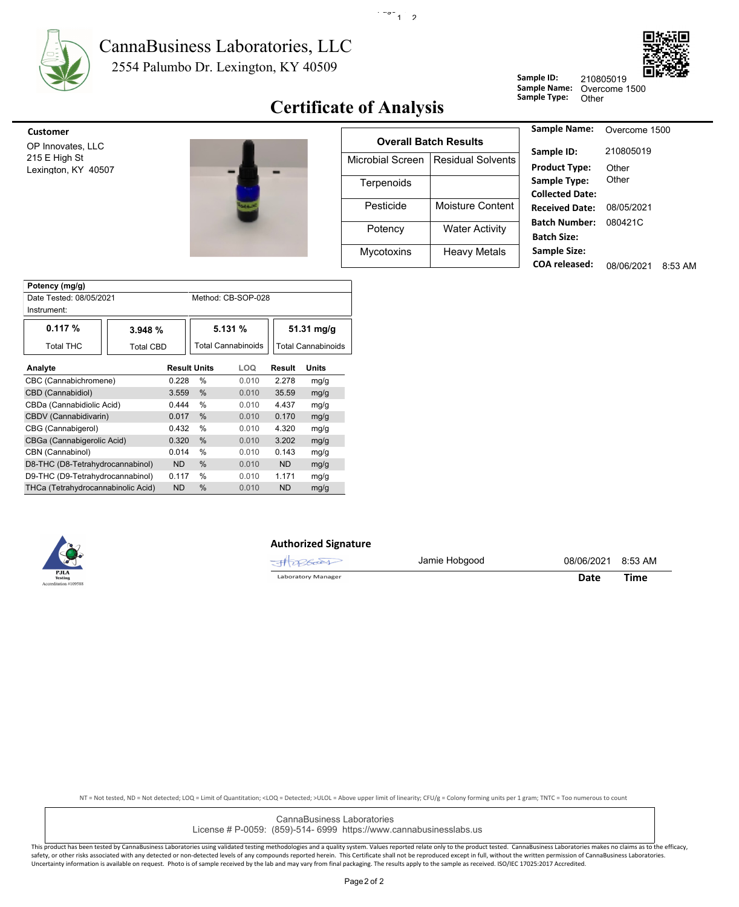# CannaBusiness Laboratories, LLC

2554 Palumbo Dr. Lexington, KY 40509

**Sample ID:** 210805019
**Sample Name:** Overcome 1500
**Sample Type:** Other

## Certificate of Analysis

**Customer**

OP Innovates, LLC
215 E High St
Lexington, KY 40507

| Overall Batch Results | |
|---|---|
| Microbial Screen | Residual Solvents |
| Terpenoids | |
| Pesticide | Moisture Content |
| Potency | Water Activity |
| Mycotoxins | Heavy Metals |

| | |
|---|---|
| **Sample Name:** | Overcome 1500 |
| **Sample ID:** | 210805019 |
| **Product Type:** | Other |
| **Sample Type:** | Other |
| **Collected Date:** | |
| **Received Date:** | 08/05/2021 |
| **Batch Number:** | 080421C |
| **Batch Size:** | |
| **Sample Size:** | |
| **COA released:** | 08/06/2021 8:53 AM |

**Potency (mg/g)**

Date Tested: 08/05/2021    Method: CB-SOP-028
Instrument:

| 0.117 % | 3.948 % | 5.131 % | 51.31 mg/g |
|---|---|---|---|
| Total THC | Total CBD | Total Cannabinoids | Total Cannabinoids |

| Analyte | Result | Units | LOQ | Result | Units |
|---|---|---|---|---|---|
| CBC (Cannabichromene) | 0.228 | % | 0.010 | 2.278 | mg/g |
| CBD (Cannabidiol) | 3.559 | % | 0.010 | 35.59 | mg/g |
| CBDa (Cannabidiolic Acid) | 0.444 | % | 0.010 | 4.437 | mg/g |
| CBDV (Cannabidivarin) | 0.017 | % | 0.010 | 0.170 | mg/g |
| CBG (Cannabigerol) | 0.432 | % | 0.010 | 4.320 | mg/g |
| CBGa (Cannabigerolic Acid) | 0.320 | % | 0.010 | 3.202 | mg/g |
| CBN (Cannabinol) | 0.014 | % | 0.010 | 0.143 | mg/g |
| D8-THC (D8-Tetrahydrocannabinol) | ND | % | 0.010 | ND | mg/g |
| D9-THC (D9-Tetrahydrocannabinol) | 0.117 | % | 0.010 | 1.171 | mg/g |
| THCa (Tetrahydrocannabinolic Acid) | ND | % | 0.010 | ND | mg/g |

PJLA Testing
Accreditation #109588

**Authorized Signature**

| Laboratory Manager | Jamie Hobgood | 08/06/2021 | 8:53 AM |
|---|---|---|---|
| | | **Date** | **Time** |

NT = Not tested, ND = Not detected; LOQ = Limit of Quantitation; <LOQ = Detected; >ULOL = Above upper limit of linearity; CFU/g = Colony forming units per 1 gram; TNTC = Too numerous to count

CannaBusiness Laboratories
License # P-0059: (859)-514- 6999 https://www.cannabusinesslabs.us

This product has been tested by CannaBusiness Laboratories using validated testing methodologies and a quality system. Values reported relate only to the product tested. CannaBusiness Laboratories makes no claims as to the efficacy, safety, or other risks associated with any detected or non-detected levels of any compounds reported herein. This Certificate shall not be reproduced except in full, without the written permission of CannaBusiness Laboratories. Uncertainty information is available on request. Photo is of sample received by the lab and may vary from final packaging. The results apply to the sample as received. ISO/IEC 17025:2017 Accredited.